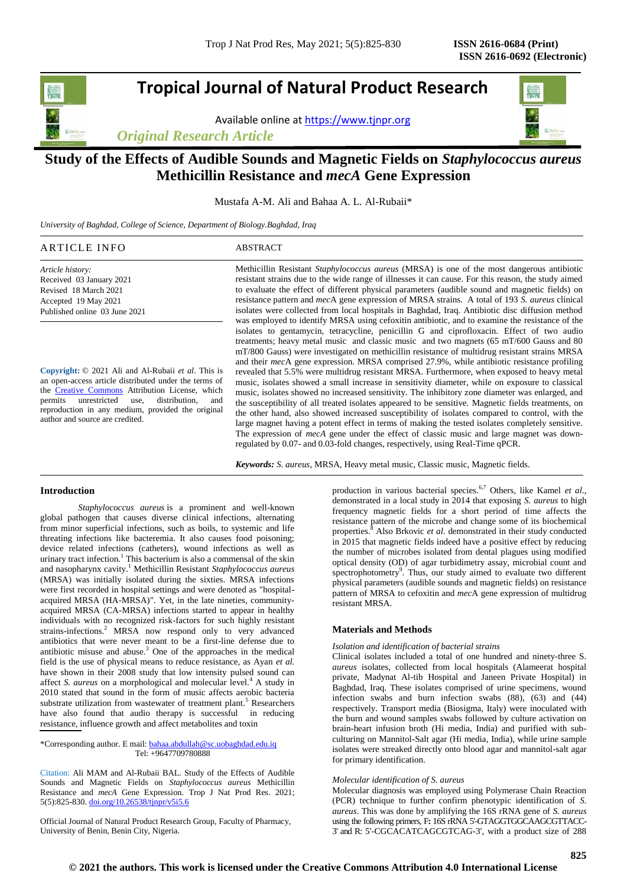# Study of the Effects of Audible Sounds and Magnetic Fields on *Staphylococcus aureus* Methicillin Resistance and *mecA* Gene Expression

Mustafa A-M. Ali and Bahaa A. L. Al-Rubaii*

*University of Baghdad, College of Science, Department of Biology.Baghdad, Iraq*

## ARTICLE INFO

*Article history:*
Received 03 January 2021
Revised 18 March 2021
Accepted 19 May 2021
Published online 03 June 2021

**Copyright:** © 2021 Ali and Al-Rubaii *et al*. This is an open-access article distributed under the terms of the Creative Commons Attribution License, which permits unrestricted use, distribution, and reproduction in any medium, provided the original author and source are credited.

## ABSTRACT

Methicillin Resistant *Staphylococcus aureus* (MRSA) is one of the most dangerous antibiotic resistant strains due to the wide range of illnesses it can cause. For this reason, the study aimed to evaluate the effect of different physical parameters (audible sound and magnetic fields) on resistance pattern and *mec*A gene expression of MRSA strains. A total of 193 *S. aureus* clinical isolates were collected from local hospitals in Baghdad, Iraq. Antibiotic disc diffusion method was employed to identify MRSA using cefoxitin antibiotic, and to examine the resistance of the isolates to gentamycin, tetracycline, penicillin G and ciprofloxacin. Effect of two audio treatments; heavy metal music and classic music and two magnets (65 mT/600 Gauss and 80 mT/800 Gauss) were investigated on methicillin resistance of multidrug resistant strains MRSA and their *mec*A gene expression. MRSA comprised 27.9%, while antibiotic resistance profiling revealed that 5.5% were multidrug resistant MRSA. Furthermore, when exposed to heavy metal music, isolates showed a small increase in sensitivity diameter, while on exposure to classical music, isolates showed no increased sensitivity. The inhibitory zone diameter was enlarged, and the susceptibility of all treated isolates appeared to be sensitive. Magnetic fields treatments, on the other hand, also showed increased susceptibility of isolates compared to control, with the large magnet having a potent effect in terms of making the tested isolates completely sensitive. The expression of *mecA* gene under the effect of classic music and large magnet was down-regulated by 0.07- and 0.03-fold changes, respectively, using Real-Time qPCR.

***Keywords:*** *S. aureus*, MRSA, Heavy metal music, Classic music, Magnetic fields.

## Introduction

*Staphylococcus aureus* is a prominent and well-known global pathogen that causes diverse clinical infections, alternating from minor superficial infections, such as boils, to systemic and life threating infections like bacteremia. It also causes food poisoning; device related infections (catheters), wound infections as well as urinary tract infection.[1] This bacterium is also a commensal of the skin and nasopharynx cavity.[1] Methicillin Resistant *Staphylococcus aureus* (MRSA) was initially isolated during the sixties. MRSA infections were first recorded in hospital settings and were denoted as "hospital-acquired MRSA (HA-MRSA)". Yet, in the late nineties, community-acquired MRSA (CA-MRSA) infections started to appear in healthy individuals with no recognized risk-factors for such highly resistant strains-infections.[2] MRSA now respond only to very advanced antibiotics that were never meant to be a first-line defense due to antibiotic misuse and abuse.[3] One of the approaches in the medical field is the use of physical means to reduce resistance, as Ayan *et al.* have shown in their 2008 study that low intensity pulsed sound can affect *S. aureus* on a morphological and molecular level.[4] A study in 2010 stated that sound in the form of music affects aerobic bacteria substrate utilization from wastewater of treatment plant.[5] Researchers have also found that audio therapy is successful in reducing resistance, influence growth and affect metabolites and toxin production in various bacterial species.[6,7] Others, like Kamel *et al*., demonstrated in a local study in 2014 that exposing *S. aureus* to high frequency magnetic fields for a short period of time affects the resistance pattern of the microbe and change some of its biochemical properties.[8] Also Brkovic *et al.* demonstrated in their study conducted in 2015 that magnetic fields indeed have a positive effect by reducing the number of microbes isolated from dental plagues using modified optical density (OD) of agar turbidimetry assay, microbial count and spectrophotometry[9]. Thus, our study aimed to evaluate two different physical parameters (audible sounds and magnetic fields) on resistance pattern of MRSA to cefoxitin and *mec*A gene expression of multidrug resistant MRSA.

*Corresponding author. E mail: bahaa.abdullah@sc.uobaghdad.edu.iq
Tel: +9647709780888

Citation: Ali MAM and Al-Rubaii BAL. Study of the Effects of Audible Sounds and Magnetic Fields on *Staphylococcus aureus* Methicillin Resistance and *mecA* Gene Expression. Trop J Nat Prod Res. 2021; 5(5):825-830. doi.org/10.26538/tjnpr/v5i5.6

Official Journal of Natural Product Research Group, Faculty of Pharmacy, University of Benin, Benin City, Nigeria.

## Materials and Methods

### *Isolation and identification of bacterial strains*

Clinical isolates included a total of one hundred and ninety-three S. *aureus* isolates, collected from local hospitals (Alameerat hospital private, Madynat Al-tib Hospital and Janeen Private Hospital) in Baghdad, Iraq. These isolates comprised of urine specimens, wound infection swabs and burn infection swabs (88), (63) and (44) respectively. Transport media (Biosigma, Italy) were inoculated with the burn and wound samples swabs followed by culture activation on brain-heart infusion broth (Hi media, India) and purified with sub-culturing on Mannitol-Salt agar (Hi media, India), while urine sample isolates were streaked directly onto blood agar and mannitol-salt agar for primary identification.

### *Molecular identification of S. aureus*

Molecular diagnosis was employed using Polymerase Chain Reaction (PCR) technique to further confirm phenotypic identification of *S. aureus*. This was done by amplifying the 16S rRNA gene of *S. aureus* using the following primers, F**:** 16S rRNA 5'-GTAGGTGGCAAGCGTTACC-3' and R: 5'-CGCACATCAGCGTCAG-3', with a product size of 288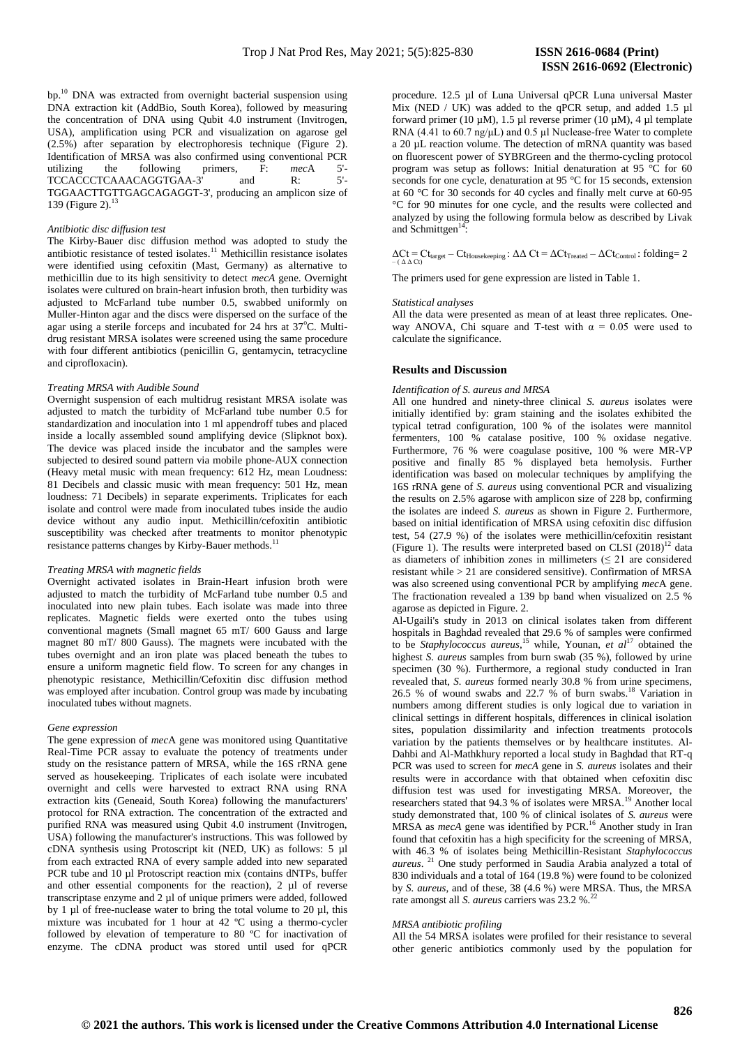bp.[10] DNA was extracted from overnight bacterial suspension using DNA extraction kit (AddBio, South Korea), followed by measuring the concentration of DNA using Qubit 4.0 instrument (Invitrogen, USA), amplification using PCR and visualization on agarose gel (2.5%) after separation by electrophoresis technique (Figure 2). Identification of MRSA was also confirmed using conventional PCR utilizing the following primers, F: *mec*A 5'-TCCACCCTCAAACAGGTGAA-3' and R: 5'-TGGAACTTGTTGAGCAGAGGT-3', producing an amplicon size of 139 (Figure 2).[13]

*Antibiotic disc diffusion test*

The Kirby-Bauer disc diffusion method was adopted to study the antibiotic resistance of tested isolates.[11] Methicillin resistance isolates were identified using cefoxitin (Mast, Germany) as alternative to methicillin due to its high sensitivity to detect *mecA* gene. Overnight isolates were cultured on brain-heart infusion broth, then turbidity was adjusted to McFarland tube number 0.5, swabbed uniformly on Muller-Hinton agar and the discs were dispersed on the surface of the agar using a sterile forceps and incubated for 24 hrs at 37°C. Multi-drug resistant MRSA isolates were screened using the same procedure with four different antibiotics (penicillin G, gentamycin, tetracycline and ciprofloxacin).

*Treating MRSA with Audible Sound*

Overnight suspension of each multidrug resistant MRSA isolate was adjusted to match the turbidity of McFarland tube number 0.5 for standardization and inoculation into 1 ml appendroff tubes and placed inside a locally assembled sound amplifying device (Slipknot box). The device was placed inside the incubator and the samples were subjected to desired sound pattern via mobile phone-AUX connection (Heavy metal music with mean frequency: 612 Hz, mean Loudness: 81 Decibels and classic music with mean frequency: 501 Hz, mean loudness: 71 Decibels) in separate experiments. Triplicates for each isolate and control were made from inoculated tubes inside the audio device without any audio input. Methicillin/cefoxitin antibiotic susceptibility was checked after treatments to monitor phenotypic resistance patterns changes by Kirby-Bauer methods.[11]

*Treating MRSA with magnetic fields*

Overnight activated isolates in Brain-Heart infusion broth were adjusted to match the turbidity of McFarland tube number 0.5 and inoculated into new plain tubes. Each isolate was made into three replicates. Magnetic fields were exerted onto the tubes using conventional magnets (Small magnet 65 mT/ 600 Gauss and large magnet 80 mT/ 800 Gauss). The magnets were incubated with the tubes overnight and an iron plate was placed beneath the tubes to ensure a uniform magnetic field flow. To screen for any changes in phenotypic resistance, Methicillin/Cefoxitin disc diffusion method was employed after incubation. Control group was made by incubating inoculated tubes without magnets.

*Gene expression*

The gene expression of *mec*A gene was monitored using Quantitative Real-Time PCR assay to evaluate the potency of treatments under study on the resistance pattern of MRSA, while the 16S rRNA gene served as housekeeping. Triplicates of each isolate were incubated overnight and cells were harvested to extract RNA using RNA extraction kits (Geneaid, South Korea) following the manufacturers' protocol for RNA extraction. The concentration of the extracted and purified RNA was measured using Qubit 4.0 instrument (Invitrogen, USA) following the manufacturer's instructions. This was followed by cDNA synthesis using Protoscript kit (NED, UK) as follows: 5 µl from each extracted RNA of every sample added into new separated PCR tube and 10 µl Protoscript reaction mix (contains dNTPs, buffer and other essential components for the reaction), 2 µl of reverse transcriptase enzyme and 2 µl of unique primers were added, followed by 1 µl of free-nuclease water to bring the total volume to 20 µl, this mixture was incubated for 1 hour at 42 ºC using a thermo-cycler followed by elevation of temperature to 80 ºC for inactivation of enzyme. The cDNA product was stored until used for qPCR procedure. 12.5 µl of Luna Universal qPCR Luna universal Master Mix (NED / UK) was added to the qPCR setup, and added 1.5 µl forward primer (10 µM), 1.5 µl reverse primer (10 µM), 4 µl template RNA (4.41 to 60.7 ng/µL) and 0.5 µl Nuclease-free Water to complete a 20 µL reaction volume. The detection of mRNA quantity was based on fluorescent power of SYBRGreen and the thermo-cycling protocol program was setup as follows: Initial denaturation at 95 °C for 60 seconds for one cycle, denaturation at 95 °C for 15 seconds, extension at 60 °C for 30 seconds for 40 cycles and finally melt curve at 60-95 °C for 90 minutes for one cycle, and the results were collected and analyzed by using the following formula below as described by Livak and Schmittgen[14]:

$\Delta Ct = Ct_{target} - Ct_{Housekeeping}$ : $\Delta\Delta\ Ct = \Delta Ct_{Treated} - \Delta Ct_{Control}$ : folding= $2^{-(\Delta\Delta Ct)}$

The primers used for gene expression are listed in Table 1.

*Statistical analyses*

All the data were presented as mean of at least three replicates. One-way ANOVA, Chi square and T-test with $\alpha = 0.05$ were used to calculate the significance.

## Results and Discussion

*Identification of S. aureus and MRSA*

All one hundred and ninety-three clinical *S. aureus* isolates were initially identified by: gram staining and the isolates exhibited the typical tetrad configuration, 100 % of the isolates were mannitol fermenters, 100 % catalase positive, 100 % oxidase negative. Furthermore, 76 % were coagulase positive, 100 % were MR-VP positive and finally 85 % displayed beta hemolysis. Further identification was based on molecular techniques by amplifying the 16S rRNA gene of *S. aureus* using conventional PCR and visualizing the results on 2.5% agarose with amplicon size of 228 bp, confirming the isolates are indeed *S. aureus* as shown in Figure 2. Furthermore, based on initial identification of MRSA using cefoxitin disc diffusion test, 54 (27.9 %) of the isolates were methicillin/cefoxitin resistant (Figure 1). The results were interpreted based on CLSI (2018)[12] data as diameters of inhibition zones in millimeters (≤ 21 are considered resistant while > 21 are considered sensitive). Confirmation of MRSA was also screened using conventional PCR by amplifying *mec*A gene. The fractionation revealed a 139 bp band when visualized on 2.5 % agarose as depicted in Figure. 2.

Al-Ugaili's study in 2013 on clinical isolates taken from different hospitals in Baghdad revealed that 29.6 % of samples were confirmed to be *Staphylococcus aureus*,[15] while, Younan, *et al*[17] obtained the highest *S. aureus* samples from burn swab (35 %), followed by urine specimen (30 %). Furthermore, a regional study conducted in Iran revealed that, *S. aureus* formed nearly 30.8 % from urine specimens, 26.5 % of wound swabs and 22.7 % of burn swabs.[18] Variation in numbers among different studies is only logical due to variation in clinical settings in different hospitals, differences in clinical isolation sites, population dissimilarity and infection treatments protocols variation by the patients themselves or by healthcare institutes. Al-Dahbi and Al-Mathkhury reported a local study in Baghdad that RT-q PCR was used to screen for *mecA* gene in *S. aureus* isolates and their results were in accordance with that obtained when cefoxitin disc diffusion test was used for investigating MRSA. Moreover, the researchers stated that 94.3 % of isolates were MRSA.[19] Another local study demonstrated that, 100 % of clinical isolates of *S. aureus* were MRSA as *mecA* gene was identified by PCR.[16] Another study in Iran found that cefoxitin has a high specificity for the screening of MRSA, with 46.3 % of isolates being Methicillin-Resistant *Staphylococcus aureus*.[21] One study performed in Saudia Arabia analyzed a total of 830 individuals and a total of 164 (19.8 %) were found to be colonized by *S. aureus*, and of these, 38 (4.6 %) were MRSA. Thus, the MRSA rate amongst all *S. aureus* carriers was 23.2 %.[22]

*MRSA antibiotic profiling*

All the 54 MRSA isolates were profiled for their resistance to several other generic antibiotics commonly used by the population for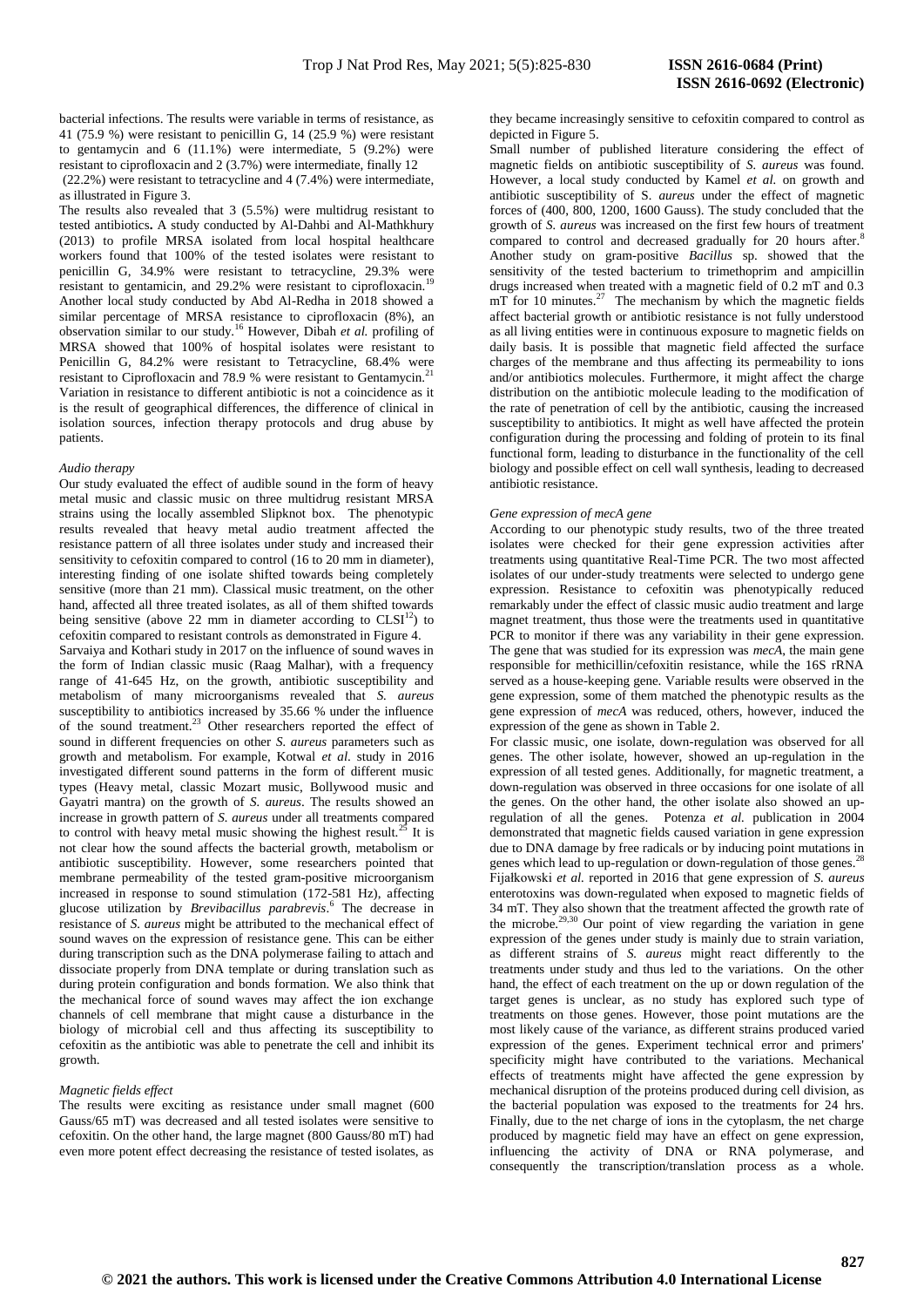bacterial infections. The results were variable in terms of resistance, as 41 (75.9 %) were resistant to penicillin G, 14 (25.9 %) were resistant to gentamycin and 6 (11.1%) were intermediate, 5 (9.2%) were resistant to ciprofloxacin and 2 (3.7%) were intermediate, finally 12 (22.2%) were resistant to tetracycline and 4 (7.4%) were intermediate, as illustrated in Figure 3.

The results also revealed that 3 (5.5%) were multidrug resistant to tested antibiotics**.** A study conducted by Al-Dahbi and Al-Mathkhury (2013) to profile MRSA isolated from local hospital healthcare workers found that 100% of the tested isolates were resistant to penicillin G, 34.9% were resistant to tetracycline, 29.3% were resistant to gentamicin, and 29.2% were resistant to ciprofloxacin.[19] Another local study conducted by Abd Al-Redha in 2018 showed a similar percentage of MRSA resistance to ciprofloxacin (8%), an observation similar to our study.[16] However, Dibah *et al.* profiling of MRSA showed that 100% of hospital isolates were resistant to Penicillin G, 84.2% were resistant to Tetracycline, 68.4% were resistant to Ciprofloxacin and 78.9 % were resistant to Gentamycin.[21] Variation in resistance to different antibiotic is not a coincidence as it is the result of geographical differences, the difference of clinical in isolation sources, infection therapy protocols and drug abuse by patients.

*Audio therapy*

Our study evaluated the effect of audible sound in the form of heavy metal music and classic music on three multidrug resistant MRSA strains using the locally assembled Slipknot box. The phenotypic results revealed that heavy metal audio treatment affected the resistance pattern of all three isolates under study and increased their sensitivity to cefoxitin compared to control (16 to 20 mm in diameter), interesting finding of one isolate shifted towards being completely sensitive (more than 21 mm). Classical music treatment, on the other hand, affected all three treated isolates, as all of them shifted towards being sensitive (above 22 mm in diameter according to CLSI[12]) to cefoxitin compared to resistant controls as demonstrated in Figure 4.

Sarvaiya and Kothari study in 2017 on the influence of sound waves in the form of Indian classic music (Raag Malhar), with a frequency range of 41-645 Hz, on the growth, antibiotic susceptibility and metabolism of many microorganisms revealed that *S. aureus* susceptibility to antibiotics increased by 35.66 % under the influence of the sound treatment.[23] Other researchers reported the effect of sound in different frequencies on other *S. aureus* parameters such as growth and metabolism. For example, Kotwal *et al*. study in 2016 investigated different sound patterns in the form of different music types (Heavy metal, classic Mozart music, Bollywood music and Gayatri mantra) on the growth of *S. aureus*. The results showed an increase in growth pattern of *S. aureus* under all treatments compared to control with heavy metal music showing the highest result.[25] It is not clear how the sound affects the bacterial growth, metabolism or antibiotic susceptibility. However, some researchers pointed that membrane permeability of the tested gram-positive microorganism increased in response to sound stimulation (172-581 Hz), affecting glucose utilization by *Brevibacillus parabrevis*.[6] The decrease in resistance of *S. aureus* might be attributed to the mechanical effect of sound waves on the expression of resistance gene. This can be either during transcription such as the DNA polymerase failing to attach and dissociate properly from DNA template or during translation such as during protein configuration and bonds formation. We also think that the mechanical force of sound waves may affect the ion exchange channels of cell membrane that might cause a disturbance in the biology of microbial cell and thus affecting its susceptibility to cefoxitin as the antibiotic was able to penetrate the cell and inhibit its growth.

*Magnetic fields effect*

The results were exciting as resistance under small magnet (600 Gauss/65 mT) was decreased and all tested isolates were sensitive to cefoxitin. On the other hand, the large magnet (800 Gauss/80 mT) had even more potent effect decreasing the resistance of tested isolates, as they became increasingly sensitive to cefoxitin compared to control as depicted in Figure 5.

Small number of published literature considering the effect of magnetic fields on antibiotic susceptibility of *S. aureus* was found. However, a local study conducted by Kamel *et al.* on growth and antibiotic susceptibility of S. *aureus* under the effect of magnetic forces of (400, 800, 1200, 1600 Gauss). The study concluded that the growth of *S. aureus* was increased on the first few hours of treatment compared to control and decreased gradually for 20 hours after.[8] Another study on gram-positive *Bacillus* sp. showed that the sensitivity of the tested bacterium to trimethoprim and ampicillin drugs increased when treated with a magnetic field of 0.2 mT and 0.3 mT for 10 minutes.[27] The mechanism by which the magnetic fields affect bacterial growth or antibiotic resistance is not fully understood as all living entities were in continuous exposure to magnetic fields on daily basis. It is possible that magnetic field affected the surface charges of the membrane and thus affecting its permeability to ions and/or antibiotics molecules. Furthermore, it might affect the charge distribution on the antibiotic molecule leading to the modification of the rate of penetration of cell by the antibiotic, causing the increased susceptibility to antibiotics. It might as well have affected the protein configuration during the processing and folding of protein to its final functional form, leading to disturbance in the functionality of the cell biology and possible effect on cell wall synthesis, leading to decreased antibiotic resistance.

*Gene expression of mecA gene*

According to our phenotypic study results, two of the three treated isolates were checked for their gene expression activities after treatments using quantitative Real-Time PCR. The two most affected isolates of our under-study treatments were selected to undergo gene expression. Resistance to cefoxitin was phenotypically reduced remarkably under the effect of classic music audio treatment and large magnet treatment, thus those were the treatments used in quantitative PCR to monitor if there was any variability in their gene expression. The gene that was studied for its expression was *mecA*, the main gene responsible for methicillin/cefoxitin resistance, while the 16S rRNA served as a house-keeping gene. Variable results were observed in the gene expression, some of them matched the phenotypic results as the gene expression of *mecA* was reduced, others, however, induced the expression of the gene as shown in Table 2.

For classic music, one isolate, down-regulation was observed for all genes. The other isolate, however, showed an up-regulation in the expression of all tested genes. Additionally, for magnetic treatment, a down-regulation was observed in three occasions for one isolate of all the genes. On the other hand, the other isolate also showed an up-regulation of all the genes. Potenza *et al.* publication in 2004 demonstrated that magnetic fields caused variation in gene expression due to DNA damage by free radicals or by inducing point mutations in genes which lead to up-regulation or down-regulation of those genes.[28] Fijałkowski *et al.* reported in 2016 that gene expression of *S. aureus* enterotoxins was down-regulated when exposed to magnetic fields of 34 mT. They also shown that the treatment affected the growth rate of the microbe.[29,30] Our point of view regarding the variation in gene expression of the genes under study is mainly due to strain variation, as different strains of *S. aureus* might react differently to the treatments under study and thus led to the variations. On the other hand, the effect of each treatment on the up or down regulation of the target genes is unclear, as no study has explored such type of treatments on those genes. However, those point mutations are the most likely cause of the variance, as different strains produced varied expression of the genes. Experiment technical error and primers' specificity might have contributed to the variations. Mechanical effects of treatments might have affected the gene expression by mechanical disruption of the proteins produced during cell division, as the bacterial population was exposed to the treatments for 24 hrs. Finally, due to the net charge of ions in the cytoplasm, the net charge produced by magnetic field may have an effect on gene expression, influencing the activity of DNA or RNA polymerase, and consequently the transcription/translation process as a whole.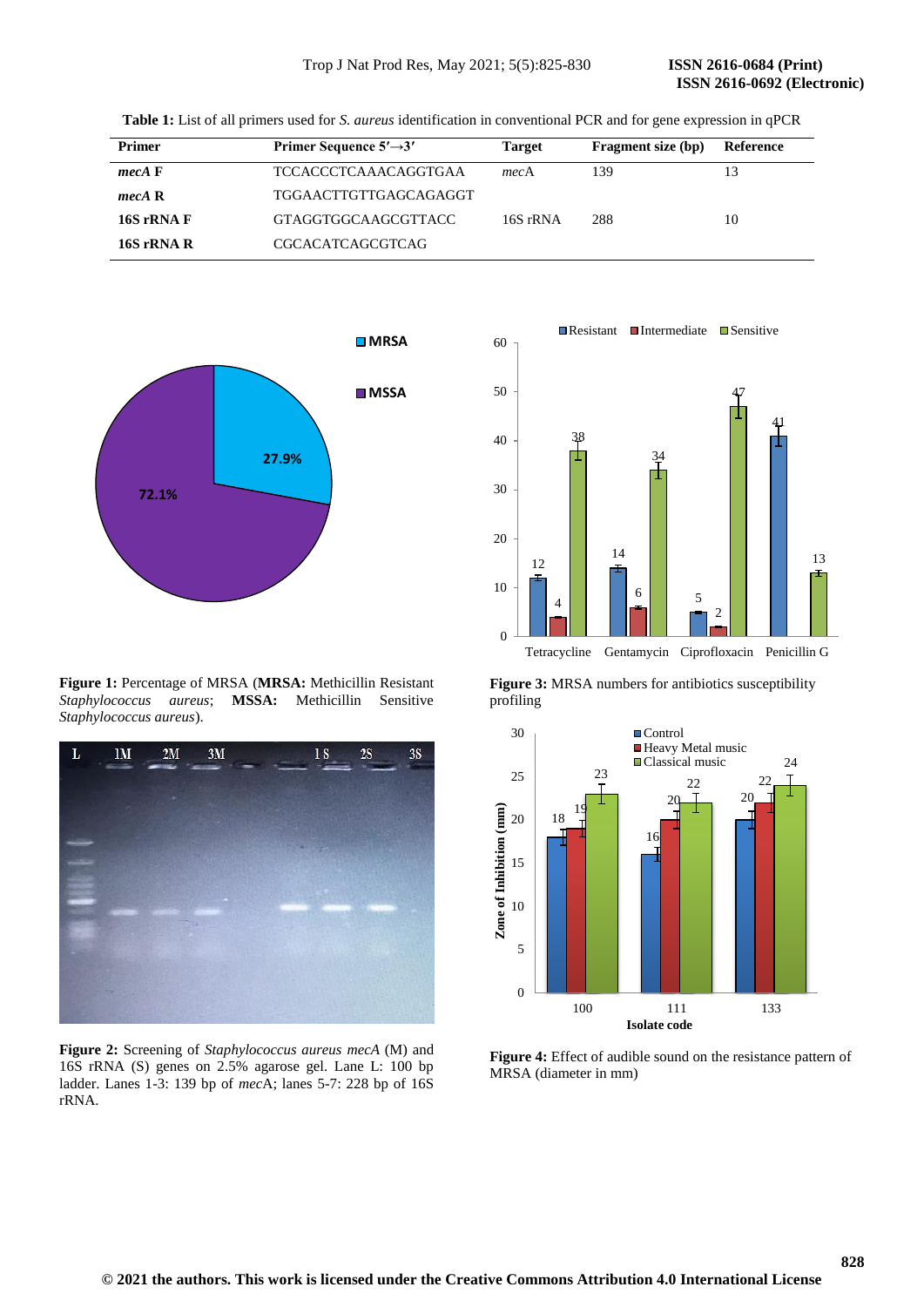**Table 1:** List of all primers used for *S. aureus* identification in conventional PCR and for gene expression in qPCR

| Primer | Primer Sequence 5′→3′ | Target | Fragment size (bp) | Reference |
|---|---|---|---|---|
| ***mecA* F** | TCCACCCTCAAACAGGTGAA | *mec*A | 139 | 13 |
| ***mecA* R** | TGGAACTTGTTGAGCAGAGGT | | | |
| **16S rRNA F** | GTAGGTGGCAAGCGTTACC | 16S rRNA | 288 | 10 |
| **16S rRNA R** | CGCACATCAGCGTCAG | | | |

**Figure 1:** Percentage of MRSA (**MRSA:** Methicillin Resistant *Staphylococcus aureus*; **MSSA:** Methicillin Sensitive *Staphylococcus aureus*).

**Figure 2:** Screening of *Staphylococcus aureus mecA* (M) and 16S rRNA (S) genes on 2.5% agarose gel. Lane L: 100 bp ladder. Lanes 1-3: 139 bp of *mec*A; lanes 5-7: 228 bp of 16S rRNA.

**Figure 3:** MRSA numbers for antibiotics susceptibility profiling

**Figure 4:** Effect of audible sound on the resistance pattern of MRSA (diameter in mm)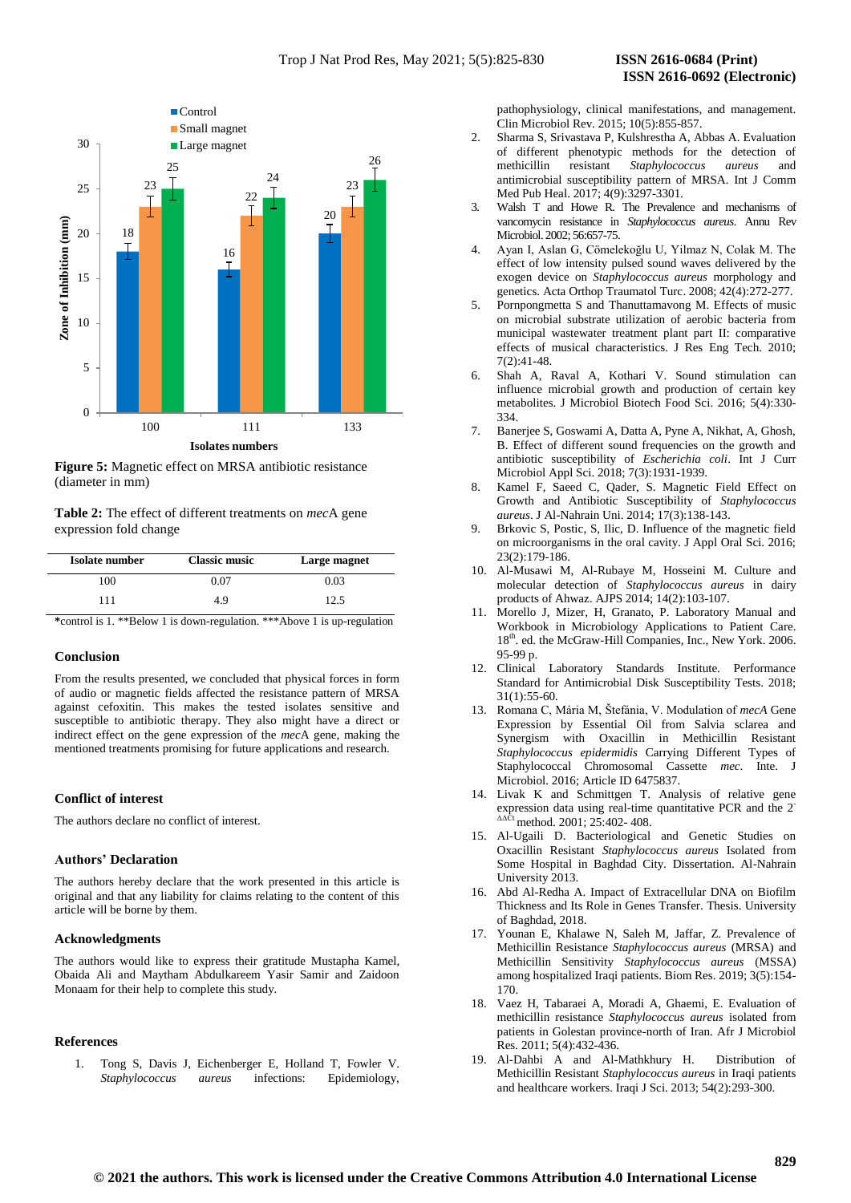**Figure 5:** Magnetic effect on MRSA antibiotic resistance (diameter in mm)

**Table 2:** The effect of different treatments on *mec*A gene expression fold change

| Isolate number | Classic music | Large magnet |
|---|---|---|
| 100 | 0.07 | 0.03 |
| 111 | 4.9 | 12.5 |

*control is 1. **Below 1 is down-regulation. ***Above 1 is up-regulation

## Conclusion

From the results presented, we concluded that physical forces in form of audio or magnetic fields affected the resistance pattern of MRSA against cefoxitin. This makes the tested isolates sensitive and susceptible to antibiotic therapy. They also might have a direct or indirect effect on the gene expression of the *mec*A gene, making the mentioned treatments promising for future applications and research.

## Conflict of interest

The authors declare no conflict of interest.

## Authors' Declaration

The authors hereby declare that the work presented in this article is original and that any liability for claims relating to the content of this article will be borne by them.

## Acknowledgments

The authors would like to express their gratitude Mustapha Kamel, Obaida Ali and Maytham Abdulkareem Yasir Samir and Zaidoon Monaam for their help to complete this study.

## References

1. Tong S, Davis J, Eichenberger E, Holland T, Fowler V. *Staphylococcus aureus* infections: Epidemiology, pathophysiology, clinical manifestations, and management. Clin Microbiol Rev. 2015; 10(5):855-857.
2. Sharma S, Srivastava P, Kulshrestha A, Abbas A. Evaluation of different phenotypic methods for the detection of methicillin resistant *Staphylococcus aureus* and antimicrobial susceptibility pattern of MRSA. Int J Comm Med Pub Heal. 2017; 4(9):3297-3301.
3. Walsh T and Howe R. The Prevalence and mechanisms of vancomycin resistance in *Staphylococcus aureus*. Annu Rev Microbiol. 2002; 56:657-75.
4. Ayan I, Aslan G, Cömelekoğlu U, Yilmaz N, Colak M. The effect of low intensity pulsed sound waves delivered by the exogen device on *Staphylococcus aureus* morphology and genetics. Acta Orthop Traumatol Turc. 2008; 42(4):272-277.
5. Pornpongmetta S and Thanuttamavong M. Effects of music on microbial substrate utilization of aerobic bacteria from municipal wastewater treatment plant part II: comparative effects of musical characteristics. J Res Eng Tech. 2010; 7(2):41-48.
6. Shah A, Raval A, Kothari V. Sound stimulation can influence microbial growth and production of certain key metabolites. J Microbiol Biotech Food Sci. 2016; 5(4):330-334.
7. Banerjee S, Goswami A, Datta A, Pyne A, Nikhat, A, Ghosh, B. Effect of different sound frequencies on the growth and antibiotic susceptibility of *Escherichia coli*. Int J Curr Microbiol Appl Sci. 2018; 7(3):1931-1939.
8. Kamel F, Saeed C, Qader, S. Magnetic Field Effect on Growth and Antibiotic Susceptibility of *Staphylococcus aureus*. J Al-Nahrain Uni. 2014; 17(3):138-143.
9. Brkovic S, Postic, S, Ilic, D. Influence of the magnetic field on microorganisms in the oral cavity. J Appl Oral Sci. 2016; 23(2):179-186.
10. Al-Musawi M, Al-Rubaye M, Hosseini M. Culture and molecular detection of *Staphylococcus aureus* in dairy products of Ahwaz. AJPS 2014; 14(2):103-107.
11. Morello J, Mizer, H, Granato, P. Laboratory Manual and Workbook in Microbiology Applications to Patient Care. 18th. ed. the McGraw-Hill Companies, Inc., New York. 2006. 95-99 p.
12. Clinical Laboratory Standards Institute. Performance Standard for Antimicrobial Disk Susceptibility Tests. 2018; 31(1):55-60.
13. Romana C, Mária M, Štefânia, V. Modulation of *mecA* Gene Expression by Essential Oil from Salvia sclarea and Synergism with Oxacillin in Methicillin Resistant *Staphylococcus epidermidis* Carrying Different Types of Staphylococcal Chromosomal Cassette *mec*. Inte. J Microbiol. 2016; Article ID 6475837.
14. Livak K and Schmittgen T. Analysis of relative gene expression data using real-time quantitative PCR and the $2^{-\Delta\Delta Ct}$ method. 2001; 25:402- 408.
15. Al-Ugaili D. Bacteriological and Genetic Studies on Oxacillin Resistant *Staphylococcus aureus* Isolated from Some Hospital in Baghdad City. Dissertation. Al-Nahrain University 2013.
16. Abd Al-Redha A. Impact of Extracellular DNA on Biofilm Thickness and Its Role in Genes Transfer. Thesis. University of Baghdad, 2018.
17. Younan E, Khalawe N, Saleh M, Jaffar, Z. Prevalence of Methicillin Resistance *Staphylococcus aureus* (MRSA) and Methicillin Sensitivity *Staphylococcus aureus* (MSSA) among hospitalized Iraqi patients. Biom Res. 2019; 3(5):154-170.
18. Vaez H, Tabaraei A, Moradi A, Ghaemi, E. Evaluation of methicillin resistance *Staphylococcus aureus* isolated from patients in Golestan province-north of Iran. Afr J Microbiol Res. 2011; 5(4):432-436.
19. Al-Dahbi A and Al-Mathkhury H. Distribution of Methicillin Resistant *Staphylococcus aureus* in Iraqi patients and healthcare workers. Iraqi J Sci. 2013; 54(2):293-300.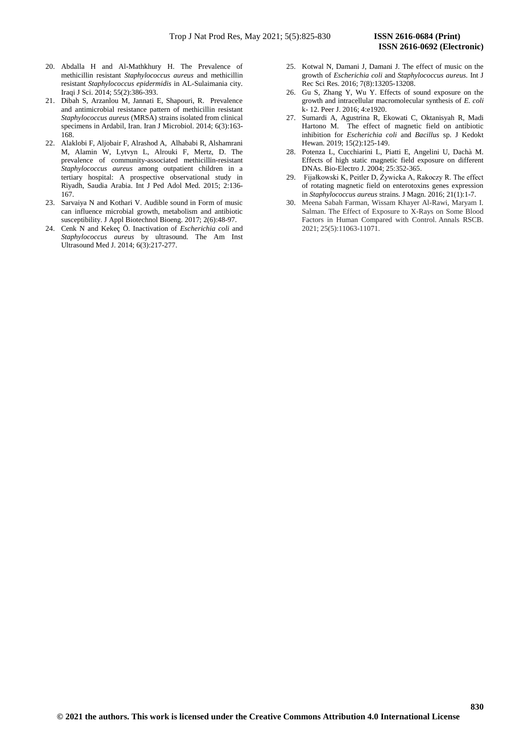20. Abdalla H and Al-Mathkhury H. The Prevalence of methicillin resistant *Staphylococcus aureus* and methicillin resistant *Staphylococcus epidermidis* in AL-Sulaimania city. Iraqi J Sci. 2014; 55(2):386-393.
21. Dibah S, Arzanlou M, Jannati E, Shapouri, R. Prevalence and antimicrobial resistance pattern of methicillin resistant *Staphylococcus aureus* (MRSA) strains isolated from clinical specimens in Ardabil, Iran. Iran J Microbiol. 2014; 6(3):163-168.
22. Alaklobi F, Aljobair F, Alrashod A, Alhababi R, Alshamrani M, Alamin W, Lytvyn L, Alrouki F, Mertz, D. The prevalence of community-associated methicillin-resistant *Staphylococcus aureus* among outpatient children in a tertiary hospital: A prospective observational study in Riyadh, Saudia Arabia. Int J Ped Adol Med. 2015; 2:136-167.
23. Sarvaiya N and Kothari V. Audible sound in Form of music can influence microbial growth, metabolism and antibiotic susceptibility. J Appl Biotechnol Bioeng. 2017; 2(6):48-97.
24. Cenk N and Kekeç Ö. Inactivation of *Escherichia coli* and *Staphylococcus aureus* by ultrasound. The Am Inst Ultrasound Med J. 2014; 6(3):217-277.
25. Kotwal N, Damani J, Damani J. The effect of music on the growth of *Escherichia coli* and *Staphylococcus aureus.* Int J Rec Sci Res. 2016; 7(8):13205-13208.
26. Gu S, Zhang Y, Wu Y. Effects of sound exposure on the growth and intracellular macromolecular synthesis of *E. coli* k- 12. Peer J. 2016; 4:e1920.
27. Sumardi A, Agustrina R, Ekowati C, Oktanisyah R, Madi Hartono M. The effect of magnetic field on antibiotic inhibition for *Escherichia coli* and *Bacillus* sp. J Kedokt Hewan. 2019; 15(2):125-149.
28. Potenza L, Cucchiarini L, Piatti E, Angelini U, Dachà M. Effects of high static magnetic field exposure on different DNAs. Bio-Electro J. 2004; 25:352-365.
29. Fijałkowski K, Peitler D, Żywicka A, Rakoczy R. The effect of rotating magnetic field on enterotoxins genes expression in *Staphylococcus aureus* strains. J Magn. 2016; 21(1):1-7.
30. Meena Sabah Farman, Wissam Khayer Al-Rawi, Maryam I. Salman. The Effect of Exposure to X-Rays on Some Blood Factors in Human Compared with Control. Annals RSCB. 2021; 25(5):11063-11071.

**© 2021 the authors. This work is licensed under the Creative Commons Attribution 4.0 International License**